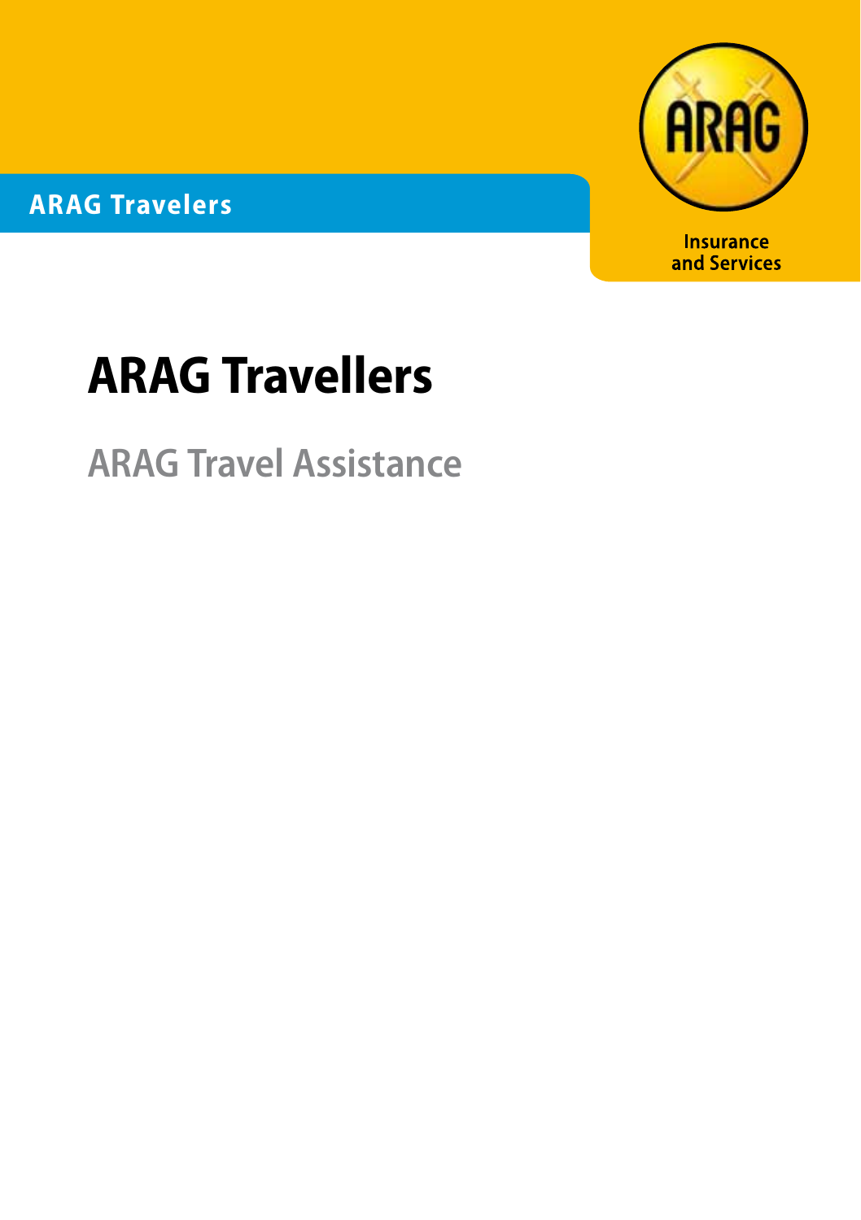ARAG Travelers

Insurance and Services

# ARAG Travellers

## ARAG Travel Assistance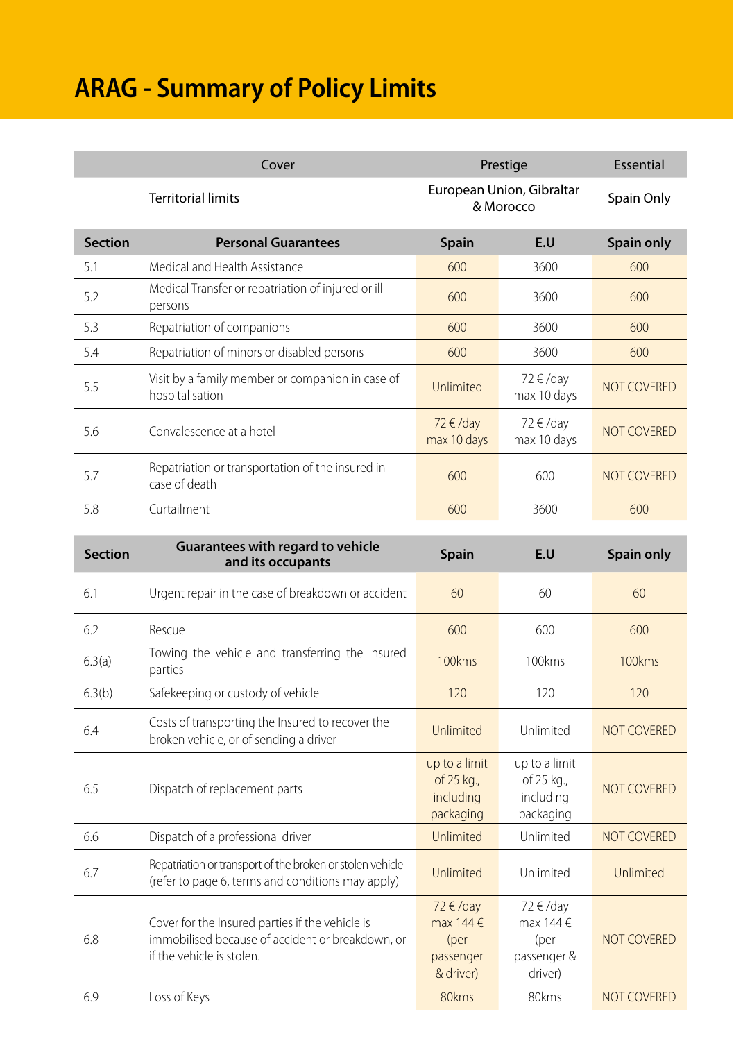# ARAG - Summary of Policy Limits

| | Cover | Prestige | | Essential |
|---|---|---|---|---|
| | Territorial limits | European Union, Gibraltar & Morocco | | Spain Only |
| **Section** | **Personal Guarantees** | **Spain** | **E.U** | **Spain only** |
| 5.1 | Medical and Health Assistance | 600 | 3600 | 600 |
| 5.2 | Medical Transfer or repatriation of injured or ill persons | 600 | 3600 | 600 |
| 5.3 | Repatriation of companions | 600 | 3600 | 600 |
| 5.4 | Repatriation of minors or disabled persons | 600 | 3600 | 600 |
| 5.5 | Visit by a family member or companion in case of hospitalisation | Unlimited | 72 € /day max 10 days | NOT COVERED |
| 5.6 | Convalescence at a hotel | 72 € /day max 10 days | 72 € /day max 10 days | NOT COVERED |
| 5.7 | Repatriation or transportation of the insured in case of death | 600 | 600 | NOT COVERED |
| 5.8 | Curtailment | 600 | 3600 | 600 |
| **Section** | **Guarantees with regard to vehicle and its occupants** | **Spain** | **E.U** | **Spain only** |
| 6.1 | Urgent repair in the case of breakdown or accident | 60 | 60 | 60 |
| 6.2 | Rescue | 600 | 600 | 600 |
| 6.3(a) | Towing the vehicle and transferring the Insured parties | 100kms | 100kms | 100kms |
| 6.3(b) | Safekeeping or custody of vehicle | 120 | 120 | 120 |
| 6.4 | Costs of transporting the Insured to recover the broken vehicle, or of sending a driver | Unlimited | Unlimited | NOT COVERED |
| 6.5 | Dispatch of replacement parts | up to a limit of 25 kg., including packaging | up to a limit of 25 kg., including packaging | NOT COVERED |
| 6.6 | Dispatch of a professional driver | Unlimited | Unlimited | NOT COVERED |
| 6.7 | Repatriation or transport of the broken or stolen vehicle (refer to page 6, terms and conditions may apply) | Unlimited | Unlimited | Unlimited |
| 6.8 | Cover for the Insured parties if the vehicle is immobilised because of accident or breakdown, or if the vehicle is stolen. | 72 € /day max 144 € (per passenger & driver) | 72 € /day max 144 € (per passenger & driver) | NOT COVERED |
| 6.9 | Loss of Keys | 80kms | 80kms | NOT COVERED |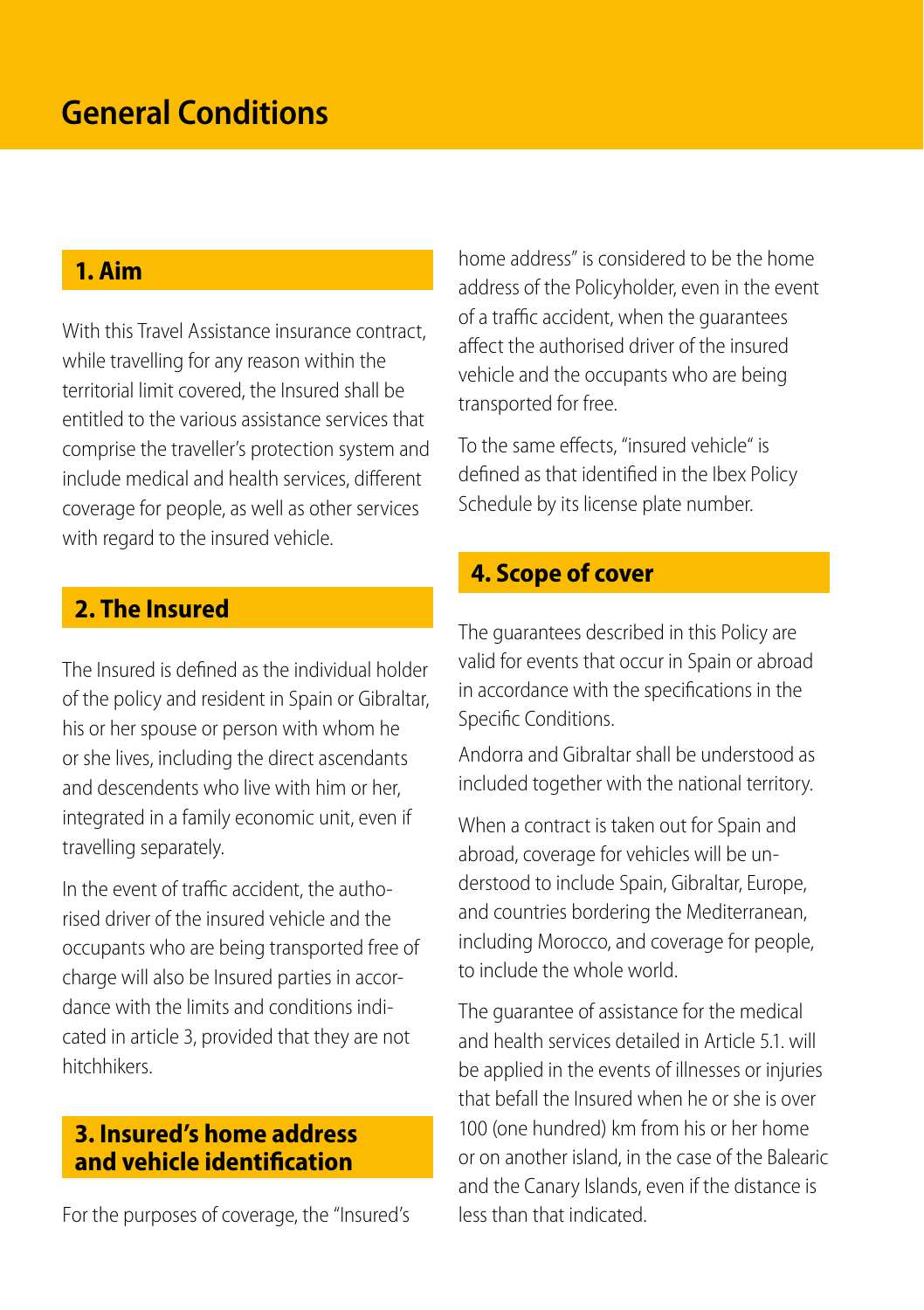# General Conditions

## 1. Aim

With this Travel Assistance insurance contract, while travelling for any reason within the territorial limit covered, the Insured shall be entitled to the various assistance services that comprise the traveller's protection system and include medical and health services, different coverage for people, as well as other services with regard to the insured vehicle.

## 2. The Insured

The Insured is defined as the individual holder of the policy and resident in Spain or Gibraltar, his or her spouse or person with whom he or she lives, including the direct ascendants and descendents who live with him or her, integrated in a family economic unit, even if travelling separately.

In the event of traffic accident, the authorised driver of the insured vehicle and the occupants who are being transported free of charge will also be Insured parties in accordance with the limits and conditions indicated in article 3, provided that they are not hitchhikers.

## 3. Insured's home address and vehicle identification

For the purposes of coverage, the "Insured's home address" is considered to be the home address of the Policyholder, even in the event of a traffic accident, when the guarantees affect the authorised driver of the insured vehicle and the occupants who are being transported for free.

To the same effects, "insured vehicle" is defined as that identified in the Ibex Policy Schedule by its license plate number.

## 4. Scope of cover

The guarantees described in this Policy are valid for events that occur in Spain or abroad in accordance with the specifications in the Specific Conditions.

Andorra and Gibraltar shall be understood as included together with the national territory.

When a contract is taken out for Spain and abroad, coverage for vehicles will be understood to include Spain, Gibraltar, Europe, and countries bordering the Mediterranean, including Morocco, and coverage for people, to include the whole world.

The guarantee of assistance for the medical and health services detailed in Article 5.1. will be applied in the events of illnesses or injuries that befall the Insured when he or she is over 100 (one hundred) km from his or her home or on another island, in the case of the Balearic and the Canary Islands, even if the distance is less than that indicated.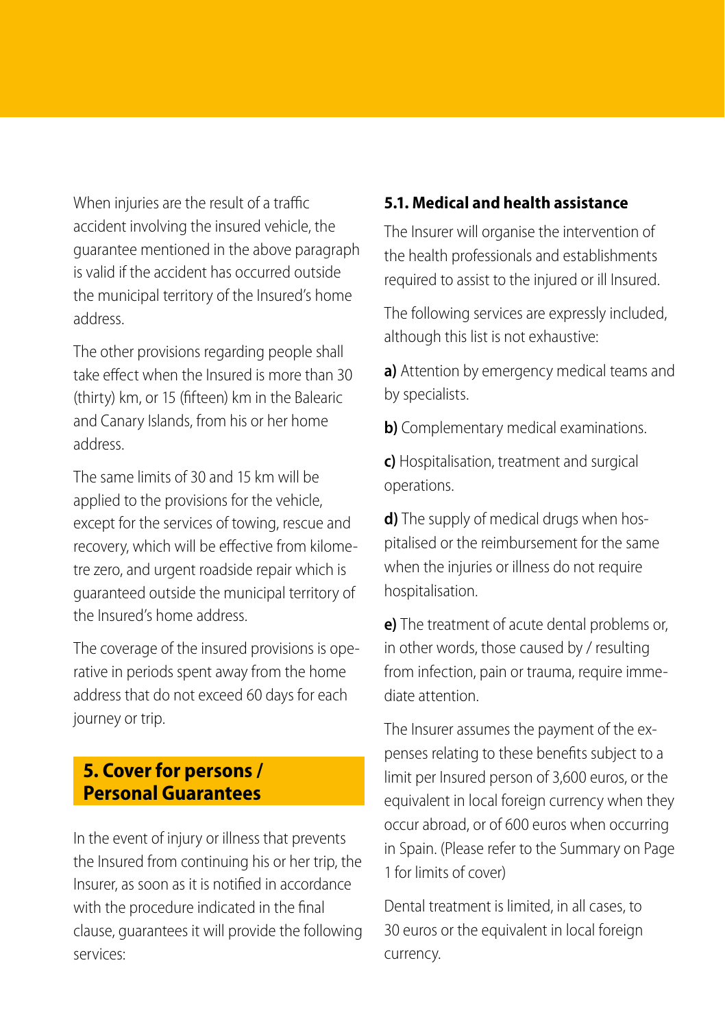When injuries are the result of a traffic accident involving the insured vehicle, the guarantee mentioned in the above paragraph is valid if the accident has occurred outside the municipal territory of the Insured's home address.

The other provisions regarding people shall take effect when the Insured is more than 30 (thirty) km, or 15 (fifteen) km in the Balearic and Canary Islands, from his or her home address.

The same limits of 30 and 15 km will be applied to the provisions for the vehicle, except for the services of towing, rescue and recovery, which will be effective from kilometre zero, and urgent roadside repair which is guaranteed outside the municipal territory of the Insured's home address.

The coverage of the insured provisions is operative in periods spent away from the home address that do not exceed 60 days for each journey or trip.

## 5. Cover for persons / Personal Guarantees

In the event of injury or illness that prevents the Insured from continuing his or her trip, the Insurer, as soon as it is notified in accordance with the procedure indicated in the final clause, guarantees it will provide the following services:

### 5.1. Medical and health assistance

The Insurer will organise the intervention of the health professionals and establishments required to assist to the injured or ill Insured.

The following services are expressly included, although this list is not exhaustive:

**a)** Attention by emergency medical teams and by specialists.

**b)** Complementary medical examinations.

**c)** Hospitalisation, treatment and surgical operations.

**d)** The supply of medical drugs when hospitalised or the reimbursement for the same when the injuries or illness do not require hospitalisation.

**e)** The treatment of acute dental problems or, in other words, those caused by / resulting from infection, pain or trauma, require immediate attention.

The Insurer assumes the payment of the expenses relating to these benefits subject to a limit per Insured person of 3,600 euros, or the equivalent in local foreign currency when they occur abroad, or of 600 euros when occurring in Spain. (Please refer to the Summary on Page 1 for limits of cover)

Dental treatment is limited, in all cases, to 30 euros or the equivalent in local foreign currency.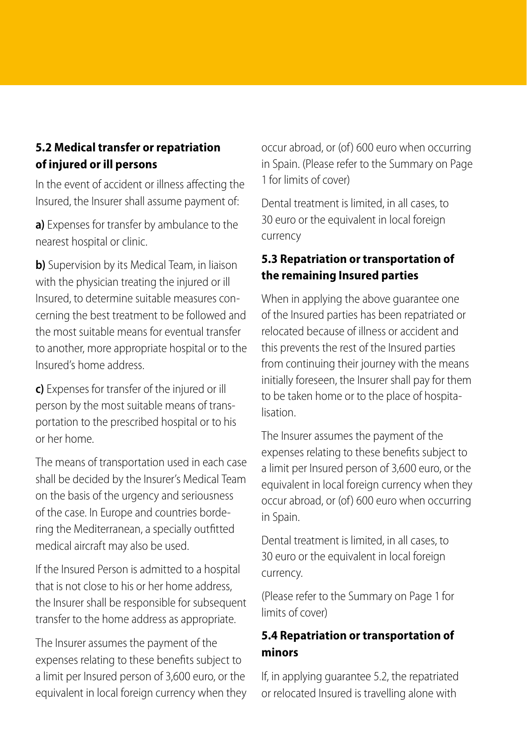### 5.2 Medical transfer or repatriation of injured or ill persons

In the event of accident or illness affecting the Insured, the Insurer shall assume payment of:

**a)** Expenses for transfer by ambulance to the nearest hospital or clinic.

**b)** Supervision by its Medical Team, in liaison with the physician treating the injured or ill Insured, to determine suitable measures concerning the best treatment to be followed and the most suitable means for eventual transfer to another, more appropriate hospital or to the Insured's home address.

**c)** Expenses for transfer of the injured or ill person by the most suitable means of transportation to the prescribed hospital or to his or her home.

The means of transportation used in each case shall be decided by the Insurer's Medical Team on the basis of the urgency and seriousness of the case. In Europe and countries bordering the Mediterranean, a specially outfitted medical aircraft may also be used.

If the Insured Person is admitted to a hospital that is not close to his or her home address, the Insurer shall be responsible for subsequent transfer to the home address as appropriate.

The Insurer assumes the payment of the expenses relating to these benefits subject to a limit per Insured person of 3,600 euro, or the equivalent in local foreign currency when they occur abroad, or (of) 600 euro when occurring in Spain. (Please refer to the Summary on Page 1 for limits of cover)

Dental treatment is limited, in all cases, to 30 euro or the equivalent in local foreign currency

### 5.3 Repatriation or transportation of the remaining Insured parties

When in applying the above guarantee one of the Insured parties has been repatriated or relocated because of illness or accident and this prevents the rest of the Insured parties from continuing their journey with the means initially foreseen, the Insurer shall pay for them to be taken home or to the place of hospitalisation.

The Insurer assumes the payment of the expenses relating to these benefits subject to a limit per Insured person of 3,600 euro, or the equivalent in local foreign currency when they occur abroad, or (of) 600 euro when occurring in Spain.

Dental treatment is limited, in all cases, to 30 euro or the equivalent in local foreign currency.

(Please refer to the Summary on Page 1 for limits of cover)

### 5.4 Repatriation or transportation of minors

If, in applying guarantee 5.2, the repatriated or relocated Insured is travelling alone with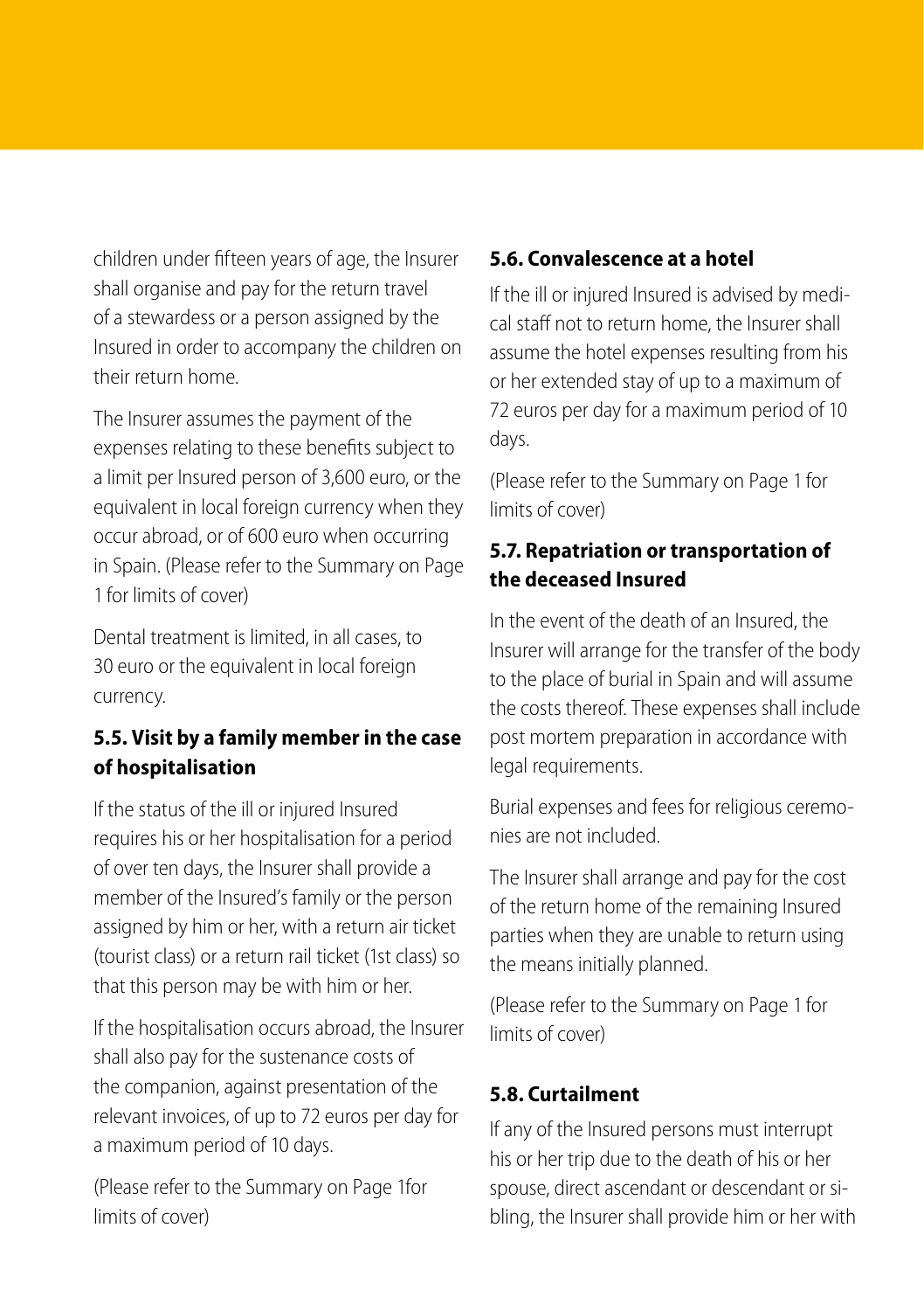children under fifteen years of age, the Insurer shall organise and pay for the return travel of a stewardess or a person assigned by the Insured in order to accompany the children on their return home.

The Insurer assumes the payment of the expenses relating to these benefits subject to a limit per Insured person of 3,600 euro, or the equivalent in local foreign currency when they occur abroad, or of 600 euro when occurring in Spain. (Please refer to the Summary on Page 1 for limits of cover)

Dental treatment is limited, in all cases, to 30 euro or the equivalent in local foreign currency.

### 5.5. Visit by a family member in the case of hospitalisation

If the status of the ill or injured Insured requires his or her hospitalisation for a period of over ten days, the Insurer shall provide a member of the Insured's family or the person assigned by him or her, with a return air ticket (tourist class) or a return rail ticket (1st class) so that this person may be with him or her.

If the hospitalisation occurs abroad, the Insurer shall also pay for the sustenance costs of the companion, against presentation of the relevant invoices, of up to 72 euros per day for a maximum period of 10 days.

(Please refer to the Summary on Page 1for limits of cover)

### 5.6. Convalescence at a hotel

If the ill or injured Insured is advised by medical staff not to return home, the Insurer shall assume the hotel expenses resulting from his or her extended stay of up to a maximum of 72 euros per day for a maximum period of 10 days.

(Please refer to the Summary on Page 1 for limits of cover)

### 5.7. Repatriation or transportation of the deceased Insured

In the event of the death of an Insured, the Insurer will arrange for the transfer of the body to the place of burial in Spain and will assume the costs thereof. These expenses shall include post mortem preparation in accordance with legal requirements.

Burial expenses and fees for religious ceremonies are not included.

The Insurer shall arrange and pay for the cost of the return home of the remaining Insured parties when they are unable to return using the means initially planned.

(Please refer to the Summary on Page 1 for limits of cover)

### 5.8. Curtailment

If any of the Insured persons must interrupt his or her trip due to the death of his or her spouse, direct ascendant or descendant or sibling, the Insurer shall provide him or her with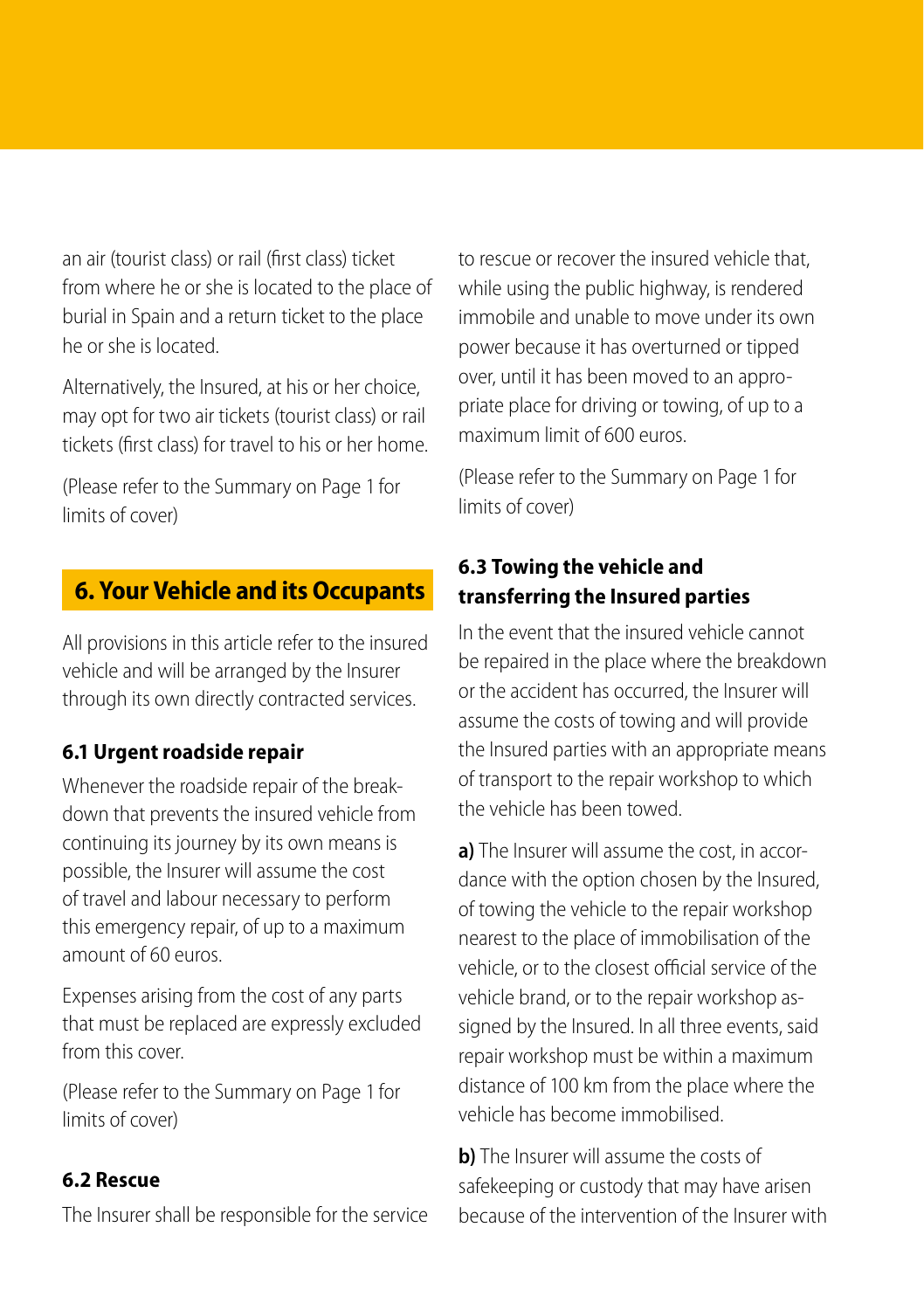an air (tourist class) or rail (first class) ticket from where he or she is located to the place of burial in Spain and a return ticket to the place he or she is located.

Alternatively, the Insured, at his or her choice, may opt for two air tickets (tourist class) or rail tickets (first class) for travel to his or her home.

(Please refer to the Summary on Page 1 for limits of cover)

## 6. Your Vehicle and its Occupants

All provisions in this article refer to the insured vehicle and will be arranged by the Insurer through its own directly contracted services.

### 6.1 Urgent roadside repair

Whenever the roadside repair of the breakdown that prevents the insured vehicle from continuing its journey by its own means is possible, the Insurer will assume the cost of travel and labour necessary to perform this emergency repair, of up to a maximum amount of 60 euros.

Expenses arising from the cost of any parts that must be replaced are expressly excluded from this cover.

(Please refer to the Summary on Page 1 for limits of cover)

### 6.2 Rescue

The Insurer shall be responsible for the service to rescue or recover the insured vehicle that, while using the public highway, is rendered immobile and unable to move under its own power because it has overturned or tipped over, until it has been moved to an appropriate place for driving or towing, of up to a maximum limit of 600 euros.

(Please refer to the Summary on Page 1 for limits of cover)

### 6.3 Towing the vehicle and transferring the Insured parties

In the event that the insured vehicle cannot be repaired in the place where the breakdown or the accident has occurred, the Insurer will assume the costs of towing and will provide the Insured parties with an appropriate means of transport to the repair workshop to which the vehicle has been towed.

**a)** The Insurer will assume the cost, in accordance with the option chosen by the Insured, of towing the vehicle to the repair workshop nearest to the place of immobilisation of the vehicle, or to the closest official service of the vehicle brand, or to the repair workshop assigned by the Insured. In all three events, said repair workshop must be within a maximum distance of 100 km from the place where the vehicle has become immobilised.

**b)** The Insurer will assume the costs of safekeeping or custody that may have arisen because of the intervention of the Insurer with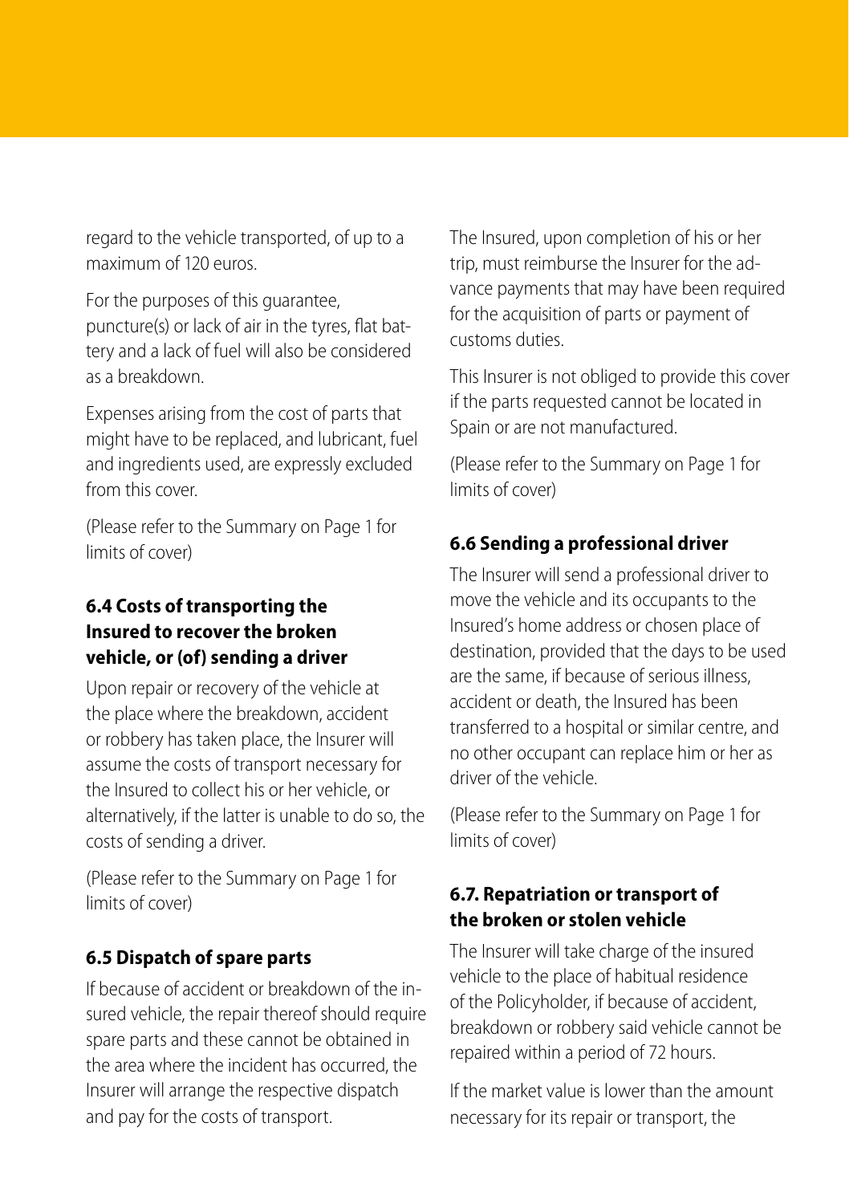regard to the vehicle transported, of up to a maximum of 120 euros.

For the purposes of this guarantee, puncture(s) or lack of air in the tyres, flat battery and a lack of fuel will also be considered as a breakdown.

Expenses arising from the cost of parts that might have to be replaced, and lubricant, fuel and ingredients used, are expressly excluded from this cover.

(Please refer to the Summary on Page 1 for limits of cover)

### 6.4 Costs of transporting the Insured to recover the broken vehicle, or (of) sending a driver

Upon repair or recovery of the vehicle at the place where the breakdown, accident or robbery has taken place, the Insurer will assume the costs of transport necessary for the Insured to collect his or her vehicle, or alternatively, if the latter is unable to do so, the costs of sending a driver.

(Please refer to the Summary on Page 1 for limits of cover)

### 6.5 Dispatch of spare parts

If because of accident or breakdown of the insured vehicle, the repair thereof should require spare parts and these cannot be obtained in the area where the incident has occurred, the Insurer will arrange the respective dispatch and pay for the costs of transport.

The Insured, upon completion of his or her trip, must reimburse the Insurer for the advance payments that may have been required for the acquisition of parts or payment of customs duties.

This Insurer is not obliged to provide this cover if the parts requested cannot be located in Spain or are not manufactured.

(Please refer to the Summary on Page 1 for limits of cover)

### 6.6 Sending a professional driver

The Insurer will send a professional driver to move the vehicle and its occupants to the Insured's home address or chosen place of destination, provided that the days to be used are the same, if because of serious illness, accident or death, the Insured has been transferred to a hospital or similar centre, and no other occupant can replace him or her as driver of the vehicle.

(Please refer to the Summary on Page 1 for limits of cover)

### 6.7. Repatriation or transport of the broken or stolen vehicle

The Insurer will take charge of the insured vehicle to the place of habitual residence of the Policyholder, if because of accident, breakdown or robbery said vehicle cannot be repaired within a period of 72 hours.

If the market value is lower than the amount necessary for its repair or transport, the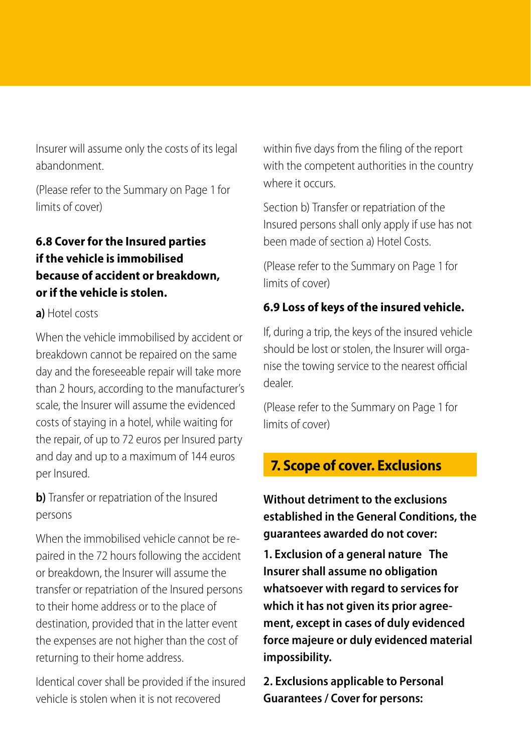Insurer will assume only the costs of its legal abandonment.

(Please refer to the Summary on Page 1 for limits of cover)

### 6.8 Cover for the Insured parties if the vehicle is immobilised because of accident or breakdown, or if the vehicle is stolen.

**a)** Hotel costs

When the vehicle immobilised by accident or breakdown cannot be repaired on the same day and the foreseeable repair will take more than 2 hours, according to the manufacturer's scale, the Insurer will assume the evidenced costs of staying in a hotel, while waiting for the repair, of up to 72 euros per Insured party and day and up to a maximum of 144 euros per Insured.

**b)** Transfer or repatriation of the Insured persons

When the immobilised vehicle cannot be repaired in the 72 hours following the accident or breakdown, the Insurer will assume the transfer or repatriation of the Insured persons to their home address or to the place of destination, provided that in the latter event the expenses are not higher than the cost of returning to their home address.

Identical cover shall be provided if the insured vehicle is stolen when it is not recovered within five days from the filing of the report with the competent authorities in the country where it occurs.

Section b) Transfer or repatriation of the Insured persons shall only apply if use has not been made of section a) Hotel Costs.

(Please refer to the Summary on Page 1 for limits of cover)

### 6.9 Loss of keys of the insured vehicle.

If, during a trip, the keys of the insured vehicle should be lost or stolen, the Insurer will organise the towing service to the nearest official dealer.

(Please refer to the Summary on Page 1 for limits of cover)

## 7. Scope of cover. Exclusions

**Without detriment to the exclusions established in the General Conditions, the guarantees awarded do not cover:**

**1. Exclusion of a general nature The Insurer shall assume no obligation whatsoever with regard to services for which it has not given its prior agreement, except in cases of duly evidenced force majeure or duly evidenced material impossibility.**

**2. Exclusions applicable to Personal Guarantees / Cover for persons:**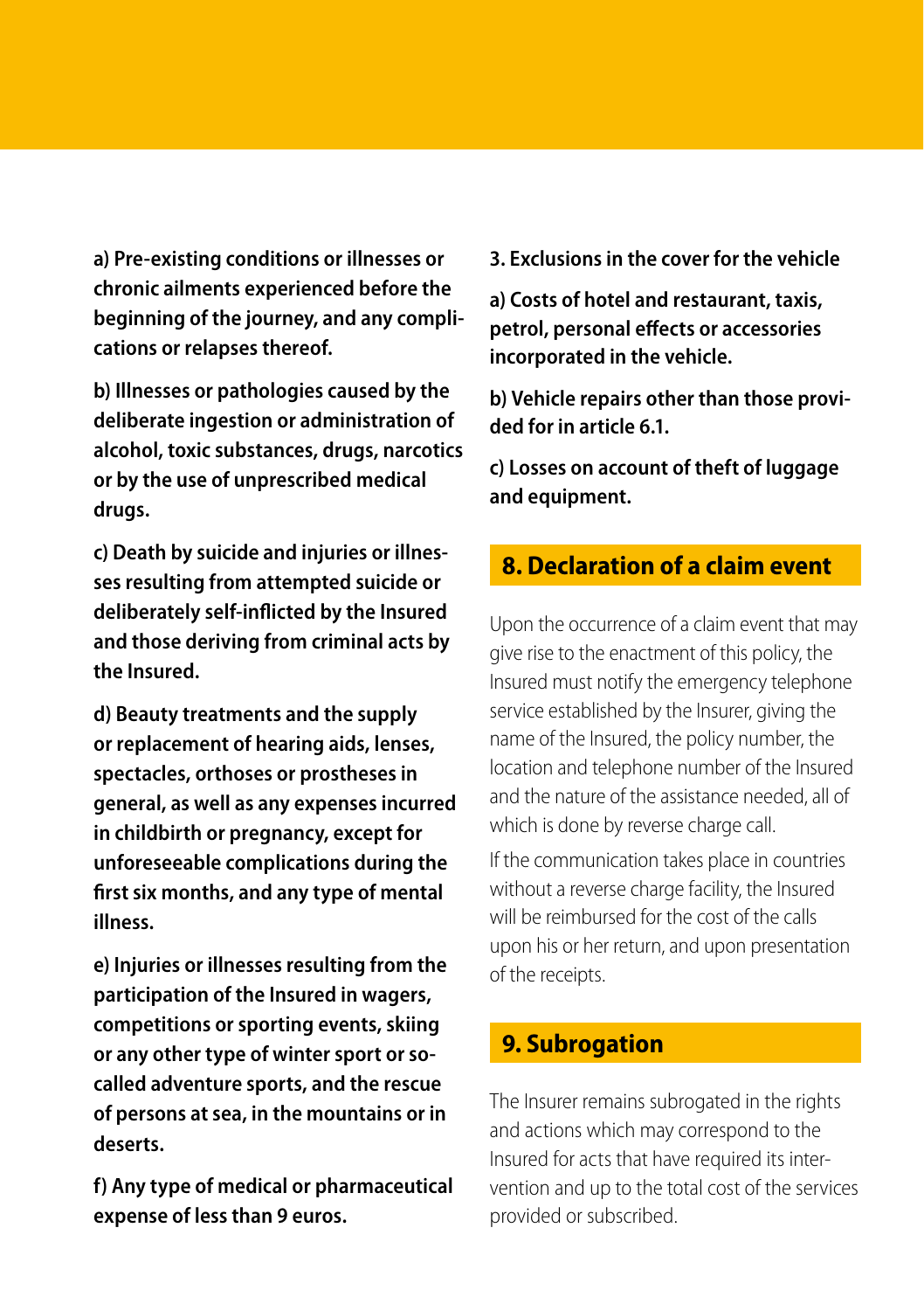**a) Pre-existing conditions or illnesses or chronic ailments experienced before the beginning of the journey, and any complications or relapses thereof.**

**b) Illnesses or pathologies caused by the deliberate ingestion or administration of alcohol, toxic substances, drugs, narcotics or by the use of unprescribed medical drugs.**

**c) Death by suicide and injuries or illnesses resulting from attempted suicide or deliberately self-inflicted by the Insured and those deriving from criminal acts by the Insured.**

**d) Beauty treatments and the supply or replacement of hearing aids, lenses, spectacles, orthoses or prostheses in general, as well as any expenses incurred in childbirth or pregnancy, except for unforeseeable complications during the first six months, and any type of mental illness.**

**e) Injuries or illnesses resulting from the participation of the Insured in wagers, competitions or sporting events, skiing or any other type of winter sport or so-called adventure sports, and the rescue of persons at sea, in the mountains or in deserts.**

**f) Any type of medical or pharmaceutical expense of less than 9 euros.**

**3. Exclusions in the cover for the vehicle**

**a) Costs of hotel and restaurant, taxis, petrol, personal effects or accessories incorporated in the vehicle.**

**b) Vehicle repairs other than those provided for in article 6.1.**

**c) Losses on account of theft of luggage and equipment.**

## 8. Declaration of a claim event

Upon the occurrence of a claim event that may give rise to the enactment of this policy, the Insured must notify the emergency telephone service established by the Insurer, giving the name of the Insured, the policy number, the location and telephone number of the Insured and the nature of the assistance needed, all of which is done by reverse charge call.

If the communication takes place in countries without a reverse charge facility, the Insured will be reimbursed for the cost of the calls upon his or her return, and upon presentation of the receipts.

## 9. Subrogation

The Insurer remains subrogated in the rights and actions which may correspond to the Insured for acts that have required its intervention and up to the total cost of the services provided or subscribed.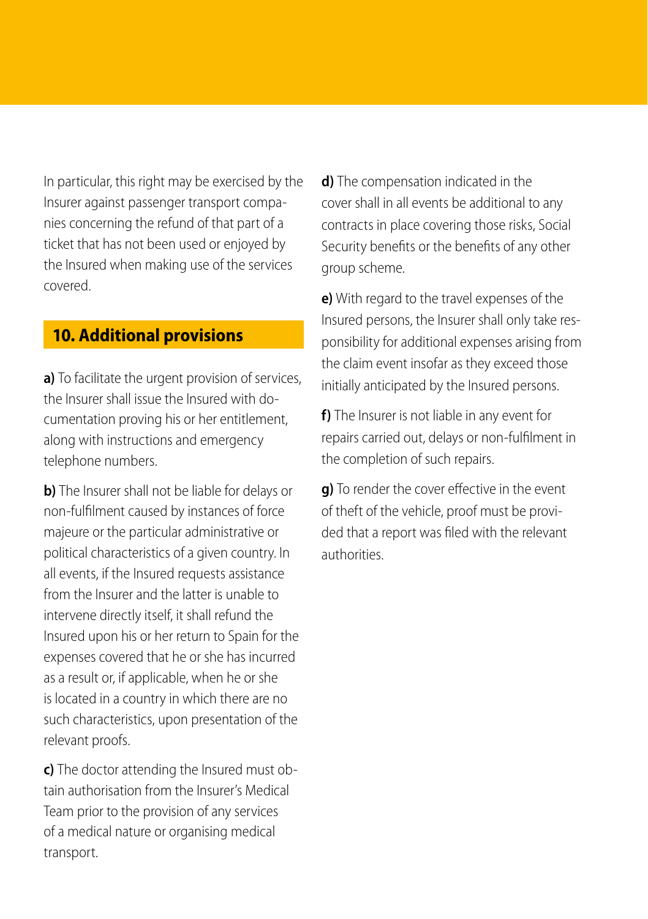In particular, this right may be exercised by the Insurer against passenger transport companies concerning the refund of that part of a ticket that has not been used or enjoyed by the Insured when making use of the services covered.

## 10. Additional provisions

**a)** To facilitate the urgent provision of services, the Insurer shall issue the Insured with documentation proving his or her entitlement, along with instructions and emergency telephone numbers.

**b)** The Insurer shall not be liable for delays or non-fulfilment caused by instances of force majeure or the particular administrative or political characteristics of a given country. In all events, if the Insured requests assistance from the Insurer and the latter is unable to intervene directly itself, it shall refund the Insured upon his or her return to Spain for the expenses covered that he or she has incurred as a result or, if applicable, when he or she is located in a country in which there are no such characteristics, upon presentation of the relevant proofs.

**c)** The doctor attending the Insured must obtain authorisation from the Insurer's Medical Team prior to the provision of any services of a medical nature or organising medical transport.

**d)** The compensation indicated in the cover shall in all events be additional to any contracts in place covering those risks, Social Security benefits or the benefits of any other group scheme.

**e)** With regard to the travel expenses of the Insured persons, the Insurer shall only take responsibility for additional expenses arising from the claim event insofar as they exceed those initially anticipated by the Insured persons.

**f)** The Insurer is not liable in any event for repairs carried out, delays or non-fulfilment in the completion of such repairs.

**g)** To render the cover effective in the event of theft of the vehicle, proof must be provided that a report was filed with the relevant authorities.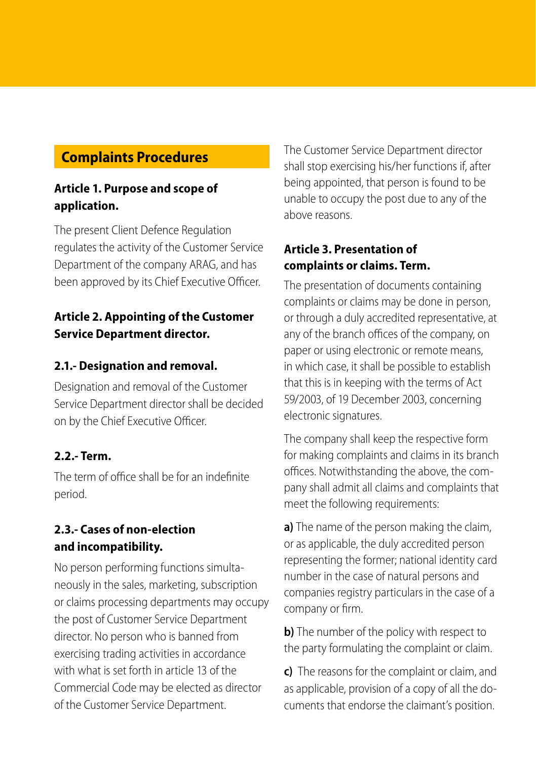## Complaints Procedures

### Article 1. Purpose and scope of application.

The present Client Defence Regulation regulates the activity of the Customer Service Department of the company ARAG, and has been approved by its Chief Executive Officer.

### Article 2. Appointing of the Customer Service Department director.

#### 2.1.- Designation and removal.

Designation and removal of the Customer Service Department director shall be decided on by the Chief Executive Officer.

#### 2.2.- Term.

The term of office shall be for an indefinite period.

#### 2.3.- Cases of non-election and incompatibility.

No person performing functions simultaneously in the sales, marketing, subscription or claims processing departments may occupy the post of Customer Service Department director. No person who is banned from exercising trading activities in accordance with what is set forth in article 13 of the Commercial Code may be elected as director of the Customer Service Department.

The Customer Service Department director shall stop exercising his/her functions if, after being appointed, that person is found to be unable to occupy the post due to any of the above reasons.

### Article 3. Presentation of complaints or claims. Term.

The presentation of documents containing complaints or claims may be done in person, or through a duly accredited representative, at any of the branch offices of the company, on paper or using electronic or remote means, in which case, it shall be possible to establish that this is in keeping with the terms of Act 59/2003, of 19 December 2003, concerning electronic signatures.

The company shall keep the respective form for making complaints and claims in its branch offices. Notwithstanding the above, the company shall admit all claims and complaints that meet the following requirements:

**a)** The name of the person making the claim, or as applicable, the duly accredited person representing the former; national identity card number in the case of natural persons and companies registry particulars in the case of a company or firm.

**b)** The number of the policy with respect to the party formulating the complaint or claim.

**c)** The reasons for the complaint or claim, and as applicable, provision of a copy of all the documents that endorse the claimant's position.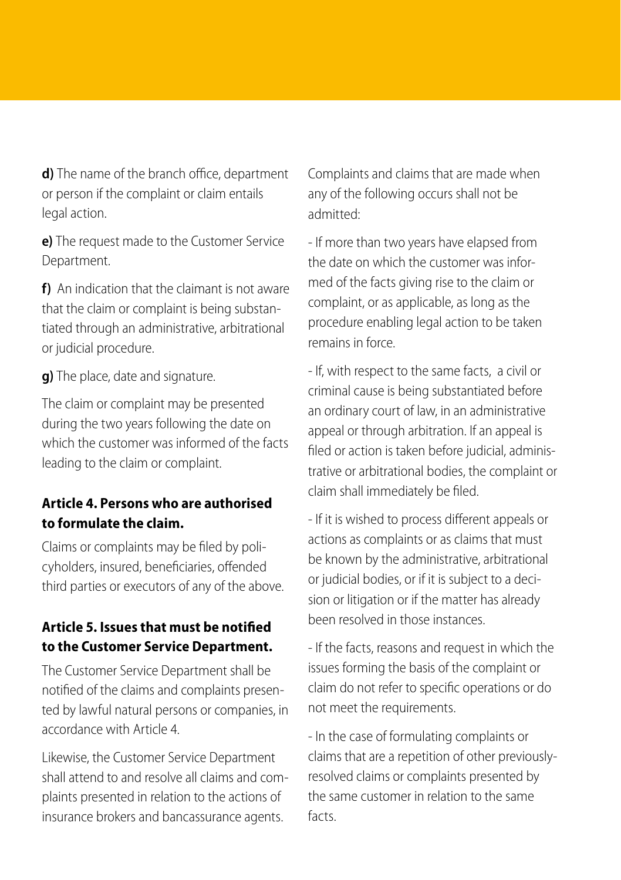**d)** The name of the branch office, department or person if the complaint or claim entails legal action.

**e)** The request made to the Customer Service Department.

**f)** An indication that the claimant is not aware that the claim or complaint is being substantiated through an administrative, arbitrational or judicial procedure.

**g)** The place, date and signature.

The claim or complaint may be presented during the two years following the date on which the customer was informed of the facts leading to the claim or complaint.

### Article 4. Persons who are authorised to formulate the claim.

Claims or complaints may be filed by policyholders, insured, beneficiaries, offended third parties or executors of any of the above.

### Article 5. Issues that must be notified to the Customer Service Department.

The Customer Service Department shall be notified of the claims and complaints presented by lawful natural persons or companies, in accordance with Article 4.

Likewise, the Customer Service Department shall attend to and resolve all claims and complaints presented in relation to the actions of insurance brokers and bancassurance agents.

Complaints and claims that are made when any of the following occurs shall not be admitted:

- If more than two years have elapsed from the date on which the customer was informed of the facts giving rise to the claim or complaint, or as applicable, as long as the procedure enabling legal action to be taken remains in force.

- If, with respect to the same facts, a civil or criminal cause is being substantiated before an ordinary court of law, in an administrative appeal or through arbitration. If an appeal is filed or action is taken before judicial, administrative or arbitrational bodies, the complaint or claim shall immediately be filed.

- If it is wished to process different appeals or actions as complaints or as claims that must be known by the administrative, arbitrational or judicial bodies, or if it is subject to a decision or litigation or if the matter has already been resolved in those instances.

- If the facts, reasons and request in which the issues forming the basis of the complaint or claim do not refer to specific operations or do not meet the requirements.

- In the case of formulating complaints or claims that are a repetition of other previously-resolved claims or complaints presented by the same customer in relation to the same facts.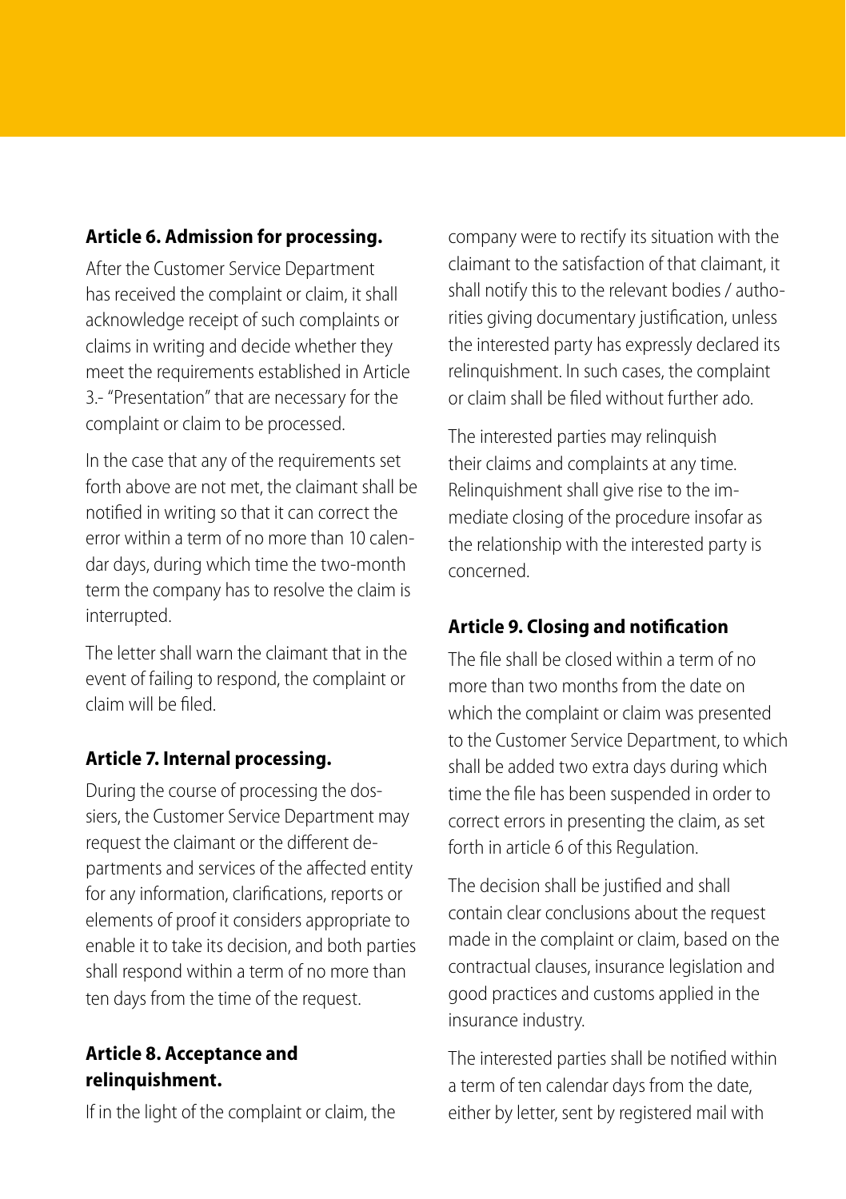**Article 6. Admission for processing.**

After the Customer Service Department has received the complaint or claim, it shall acknowledge receipt of such complaints or claims in writing and decide whether they meet the requirements established in Article 3.- "Presentation" that are necessary for the complaint or claim to be processed.

In the case that any of the requirements set forth above are not met, the claimant shall be notified in writing so that it can correct the error within a term of no more than 10 calendar days, during which time the two-month term the company has to resolve the claim is interrupted.

The letter shall warn the claimant that in the event of failing to respond, the complaint or claim will be filed.

**Article 7. Internal processing.**

During the course of processing the dossiers, the Customer Service Department may request the claimant or the different departments and services of the affected entity for any information, clarifications, reports or elements of proof it considers appropriate to enable it to take its decision, and both parties shall respond within a term of no more than ten days from the time of the request.

**Article 8. Acceptance and relinquishment.**

If in the light of the complaint or claim, the company were to rectify its situation with the claimant to the satisfaction of that claimant, it shall notify this to the relevant bodies / authorities giving documentary justification, unless the interested party has expressly declared its relinquishment. In such cases, the complaint or claim shall be filed without further ado.

The interested parties may relinquish their claims and complaints at any time. Relinquishment shall give rise to the immediate closing of the procedure insofar as the relationship with the interested party is concerned.

**Article 9. Closing and notification**

The file shall be closed within a term of no more than two months from the date on which the complaint or claim was presented to the Customer Service Department, to which shall be added two extra days during which time the file has been suspended in order to correct errors in presenting the claim, as set forth in article 6 of this Regulation.

The decision shall be justified and shall contain clear conclusions about the request made in the complaint or claim, based on the contractual clauses, insurance legislation and good practices and customs applied in the insurance industry.

The interested parties shall be notified within a term of ten calendar days from the date, either by letter, sent by registered mail with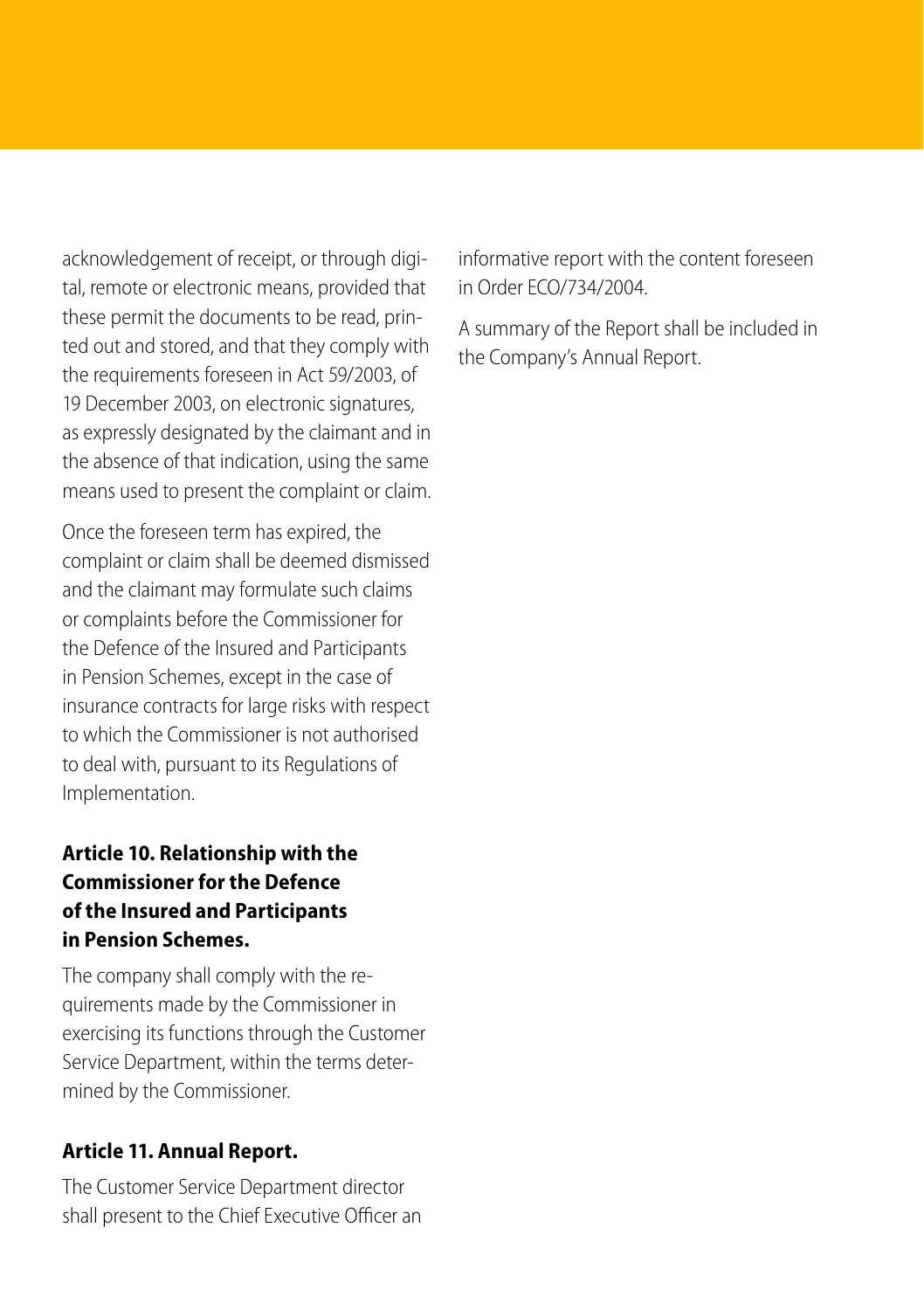acknowledgement of receipt, or through digital, remote or electronic means, provided that these permit the documents to be read, printed out and stored, and that they comply with the requirements foreseen in Act 59/2003, of 19 December 2003, on electronic signatures, as expressly designated by the claimant and in the absence of that indication, using the same means used to present the complaint or claim.

Once the foreseen term has expired, the complaint or claim shall be deemed dismissed and the claimant may formulate such claims or complaints before the Commissioner for the Defence of the Insured and Participants in Pension Schemes, except in the case of insurance contracts for large risks with respect to which the Commissioner is not authorised to deal with, pursuant to its Regulations of Implementation.

**Article 10. Relationship with the Commissioner for the Defence of the Insured and Participants in Pension Schemes.**

The company shall comply with the requirements made by the Commissioner in exercising its functions through the Customer Service Department, within the terms determined by the Commissioner.

**Article 11. Annual Report.**

The Customer Service Department director shall present to the Chief Executive Officer an informative report with the content foreseen in Order ECO/734/2004.

A summary of the Report shall be included in the Company's Annual Report.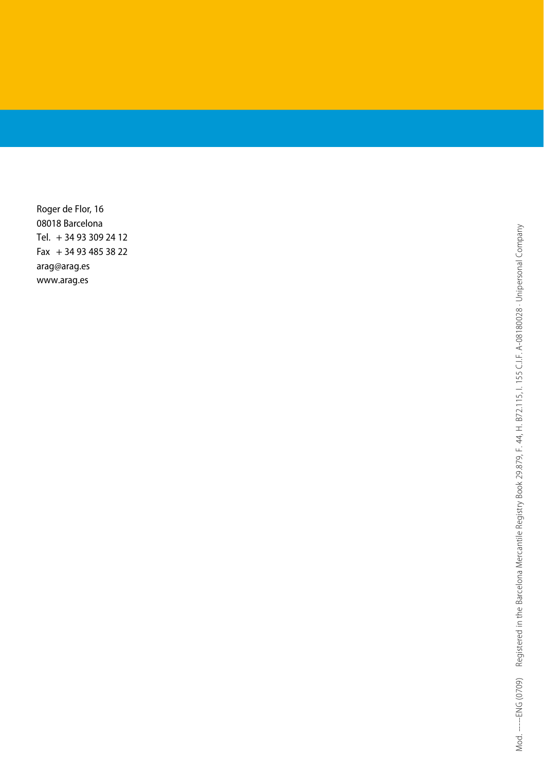Roger de Flor, 16
08018 Barcelona
Tel. + 34 93 309 24 12
Fax + 34 93 485 38 22
arag@arag.es
www.arag.es

Mod. ----ENG (0709) Registered in the Barcelona Mercantile Registry Book 29.879, F. 44, H. B72.115, I. 155 C.I.F. A-08180028 · Unipersonal Company